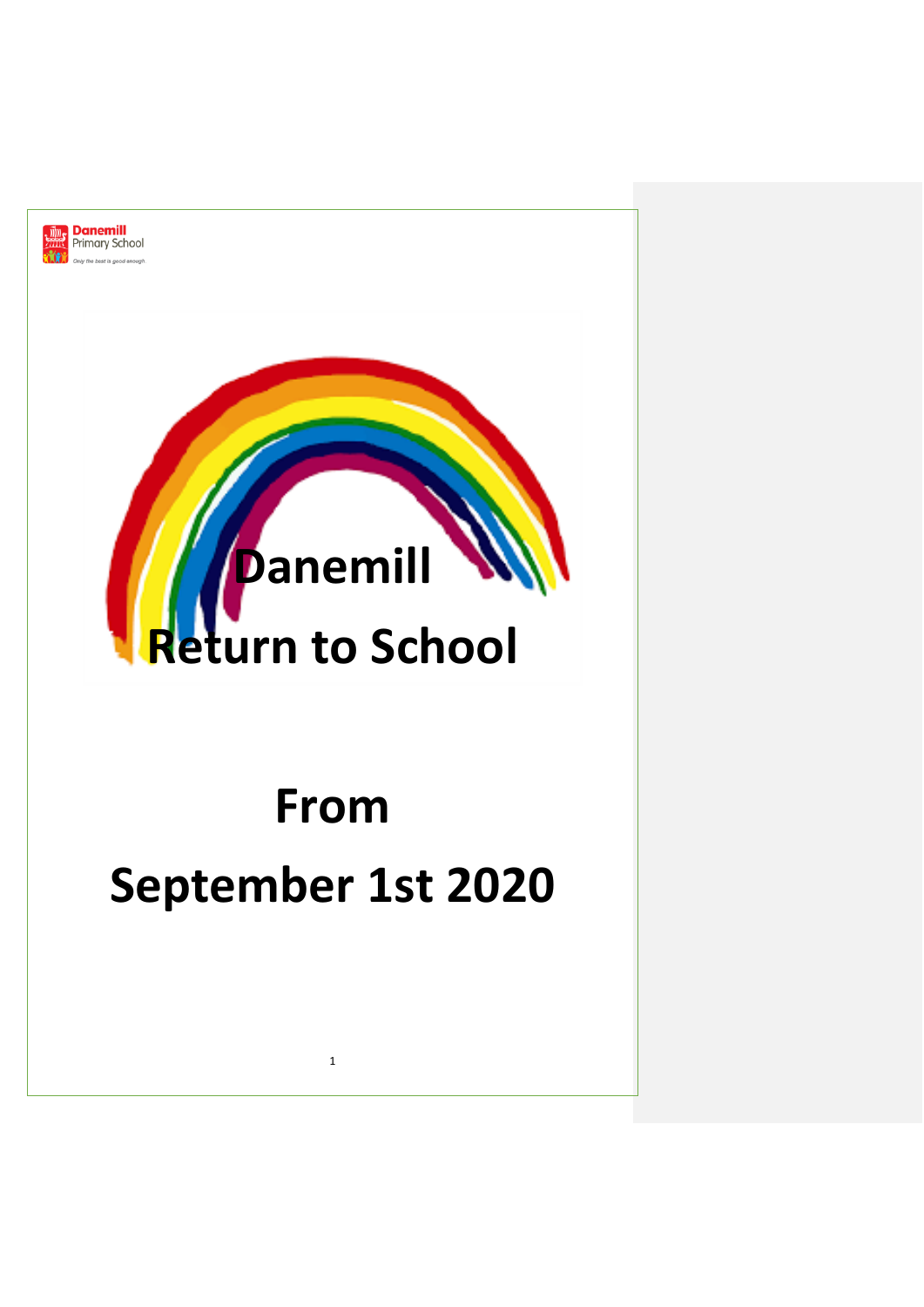Danemill
Primary School
*Only the best is good enough*

# Danemill

# Return to School

# From

# September 1st 2020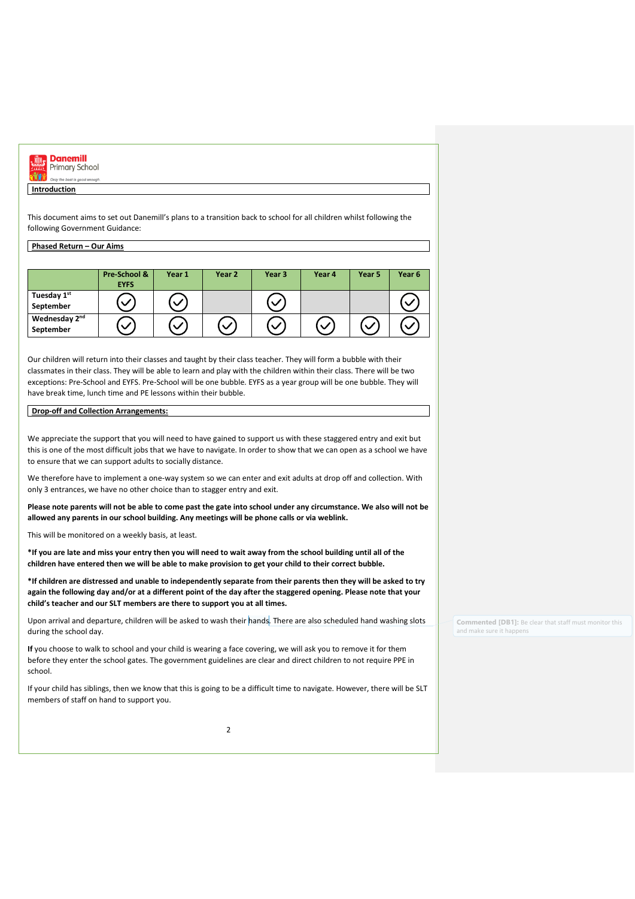## Introduction

This document aims to set out Danemill's plans to a transition back to school for all children whilst following the following Government Guidance:

## Phased Return – Our Aims

| | Pre-School & EYFS | Year 1 | Year 2 | Year 3 | Year 4 | Year 5 | Year 6 |
|---|---|---|---|---|---|---|---|
| Tuesday 1st September | ✓ | ✓ | | ✓ | | | ✓ |
| Wednesday 2nd September | ✓ | ✓ | ✓ | ✓ | ✓ | ✓ | ✓ |

Our children will return into their classes and taught by their class teacher. They will form a bubble with their classmates in their class. They will be able to learn and play with the children within their class. There will be two exceptions: Pre-School and EYFS. Pre-School will be one bubble. EYFS as a year group will be one bubble. They will have break time, lunch time and PE lessons within their bubble.

## Drop-off and Collection Arrangements:

We appreciate the support that you will need to have gained to support us with these staggered entry and exit but this is one of the most difficult jobs that we have to navigate. In order to show that we can open as a school we have to ensure that we can support adults to socially distance.

We therefore have to implement a one-way system so we can enter and exit adults at drop off and collection. With only 3 entrances, we have no other choice than to stagger entry and exit.

**Please note parents will not be able to come past the gate into school under any circumstance. We also will not be allowed any parents in our school building. Any meetings will be phone calls or via weblink.**

This will be monitored on a weekly basis, at least.

**\*If you are late and miss your entry then you will need to wait away from the school building until all of the children have entered then we will be able to make provision to get your child to their correct bubble.**

**\*If children are distressed and unable to independently separate from their parents then they will be asked to try again the following day and/or at a different point of the day after the staggered opening. Please note that your child's teacher and our SLT members are there to support you at all times.**

Upon arrival and departure, children will be asked to wash their hands. There are also scheduled hand washing slots during the school day.

**If** you choose to walk to school and your child is wearing a face covering, we will ask you to remove it for them before they enter the school gates. The government guidelines are clear and direct children to not require PPE in school.

If your child has siblings, then we know that this is going to be a difficult time to navigate. However, there will be SLT members of staff on hand to support you.

Commented [DB1]: Be clear that staff must monitor this and make sure it happens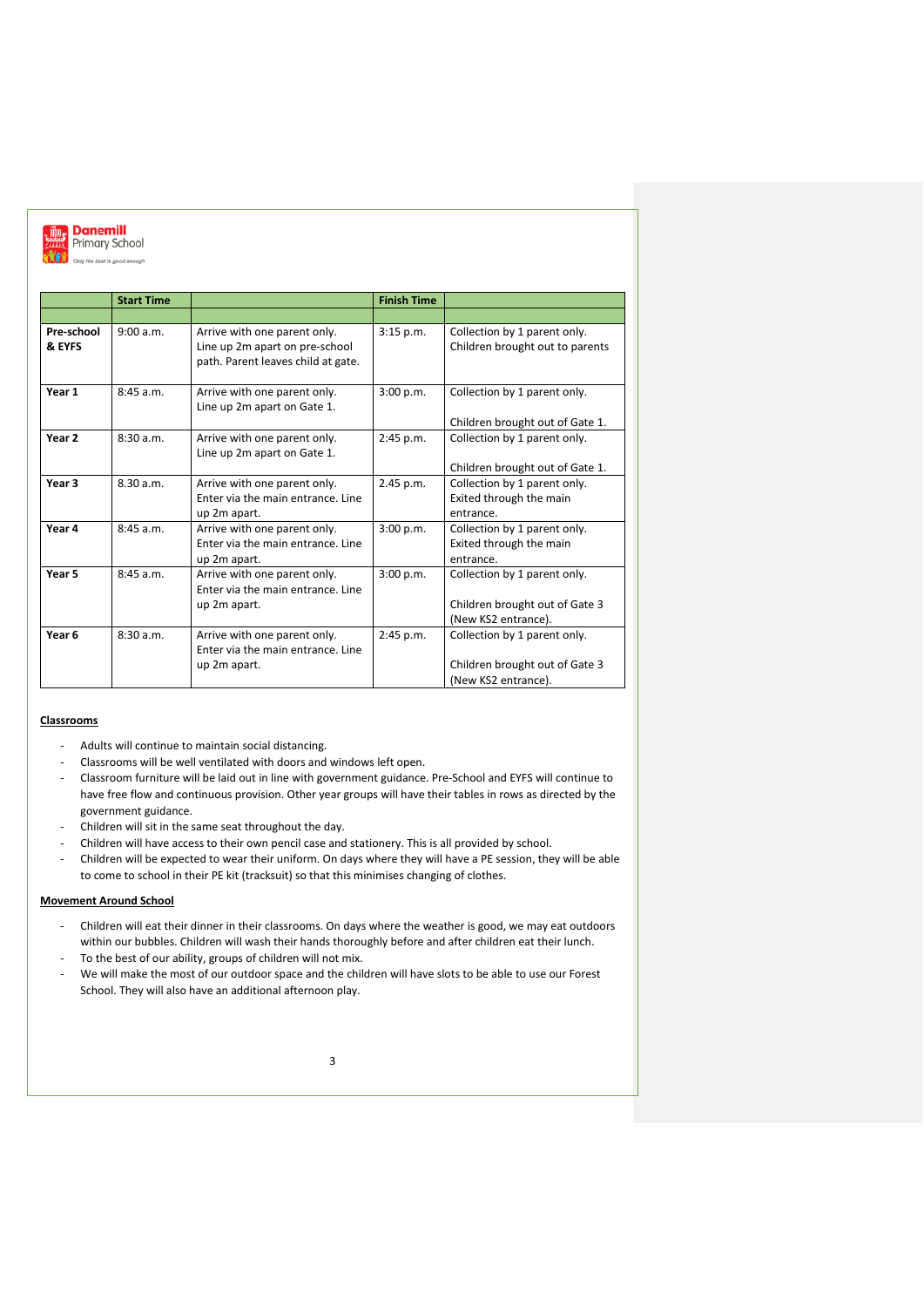| | Start Time | | Finish Time | |
|---|---|---|---|---|
| | | | | |
| **Pre-school & EYFS** | 9:00 a.m. | Arrive with one parent only. Line up 2m apart on pre-school path. Parent leaves child at gate. | 3:15 p.m. | Collection by 1 parent only. Children brought out to parents |
| **Year 1** | 8:45 a.m. | Arrive with one parent only. Line up 2m apart on Gate 1. | 3:00 p.m. | Collection by 1 parent only. Children brought out of Gate 1. |
| **Year 2** | 8:30 a.m. | Arrive with one parent only. Line up 2m apart on Gate 1. | 2:45 p.m. | Collection by 1 parent only. Children brought out of Gate 1. |
| **Year 3** | 8.30 a.m. | Arrive with one parent only. Enter via the main entrance. Line up 2m apart. | 2.45 p.m. | Collection by 1 parent only. Exited through the main entrance. |
| **Year 4** | 8:45 a.m. | Arrive with one parent only. Enter via the main entrance. Line up 2m apart. | 3:00 p.m. | Collection by 1 parent only. Exited through the main entrance. |
| **Year 5** | 8:45 a.m. | Arrive with one parent only. Enter via the main entrance. Line up 2m apart. | 3:00 p.m. | Collection by 1 parent only. Children brought out of Gate 3 (New KS2 entrance). |
| **Year 6** | 8:30 a.m. | Arrive with one parent only. Enter via the main entrance. Line up 2m apart. | 2:45 p.m. | Collection by 1 parent only. Children brought out of Gate 3 (New KS2 entrance). |

**Classrooms**

- Adults will continue to maintain social distancing.
- Classrooms will be well ventilated with doors and windows left open.
- Classroom furniture will be laid out in line with government guidance. Pre-School and EYFS will continue to have free flow and continuous provision. Other year groups will have their tables in rows as directed by the government guidance.
- Children will sit in the same seat throughout the day.
- Children will have access to their own pencil case and stationery. This is all provided by school.
- Children will be expected to wear their uniform. On days where they will have a PE session, they will be able to come to school in their PE kit (tracksuit) so that this minimises changing of clothes.

**Movement Around School**

- Children will eat their dinner in their classrooms. On days where the weather is good, we may eat outdoors within our bubbles. Children will wash their hands thoroughly before and after children eat their lunch.
- To the best of our ability, groups of children will not mix.
- We will make the most of our outdoor space and the children will have slots to be able to use our Forest School. They will also have an additional afternoon play.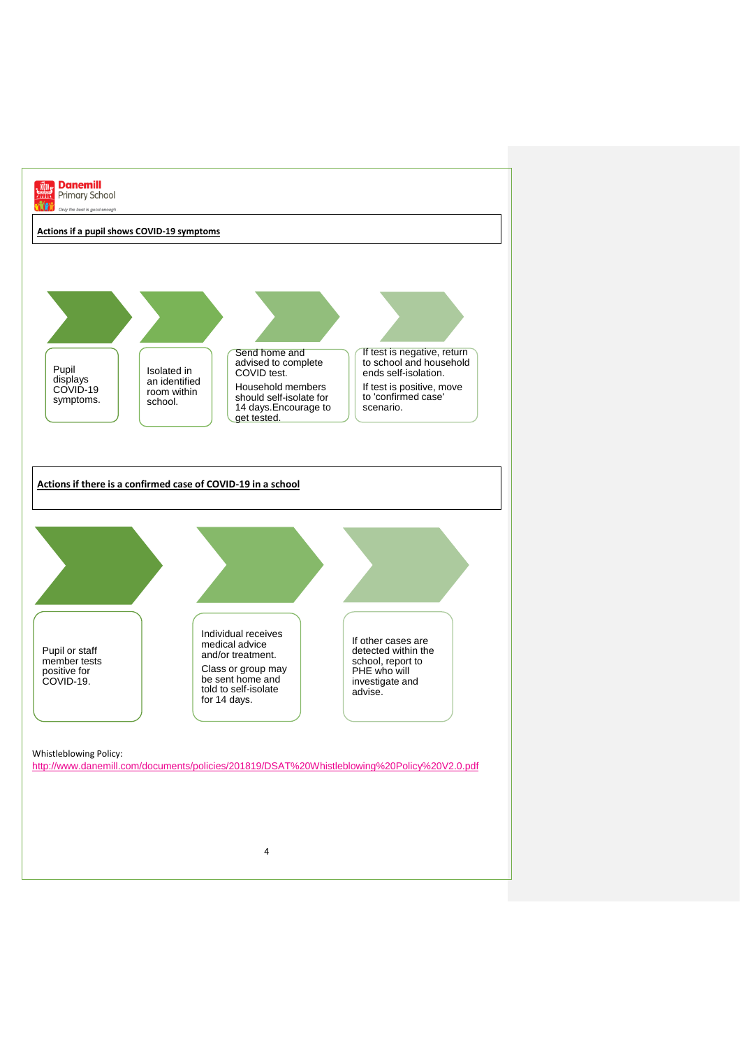Danemill Primary School

*Only the best is good enough*

## Actions if a pupil shows COVID-19 symptoms

1. Pupil displays COVID-19 symptoms.
2. Isolated in an identified room within school.
3. Send home and advised to complete COVID test.

   Household members should self-isolate for 14 days.Encourage to get tested.
4. If test is negative, return to school and household ends self-isolation.

   If test is positive, move to 'confirmed case' scenario.

## Actions if there is a confirmed case of COVID-19 in a school

1. Pupil or staff member tests positive for COVID-19.
2. Individual receives medical advice and/or treatment.

   Class or group may be sent home and told to self-isolate for 14 days.
3. If other cases are detected within the school, report to PHE who will investigate and advise.

Whistleblowing Policy:
http://www.danemill.com/documents/policies/201819/DSAT%20Whistleblowing%20Policy%20V2.0.pdf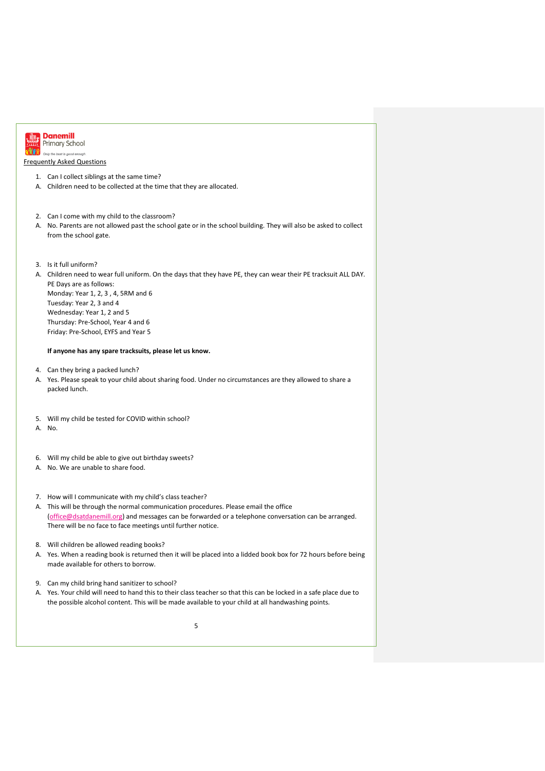Danemill Primary School

*Only the best is good enough*

## Frequently Asked Questions

1. Can I collect siblings at the same time?

A. Children need to be collected at the time that they are allocated.

2. Can I come with my child to the classroom?

A. No. Parents are not allowed past the school gate or in the school building. They will also be asked to collect from the school gate.

3. Is it full uniform?

A. Children need to wear full uniform. On the days that they have PE, they can wear their PE tracksuit ALL DAY. PE Days are as follows:
Monday: Year 1, 2, 3 , 4, 5RM and 6
Tuesday: Year 2, 3 and 4
Wednesday: Year 1, 2 and 5
Thursday: Pre-School, Year 4 and 6
Friday: Pre-School, EYFS and Year 5

**If anyone has any spare tracksuits, please let us know.**

4. Can they bring a packed lunch?

A. Yes. Please speak to your child about sharing food. Under no circumstances are they allowed to share a packed lunch.

5. Will my child be tested for COVID within school?

A. No.

6. Will my child be able to give out birthday sweets?

A. No. We are unable to share food.

7. How will I communicate with my child's class teacher?

A. This will be through the normal communication procedures. Please email the office (office@dsatdanemill.org) and messages can be forwarded or a telephone conversation can be arranged. There will be no face to face meetings until further notice.

8. Will children be allowed reading books?

A. Yes. When a reading book is returned then it will be placed into a lidded book box for 72 hours before being made available for others to borrow.

9. Can my child bring hand sanitizer to school?

A. Yes. Your child will need to hand this to their class teacher so that this can be locked in a safe place due to the possible alcohol content. This will be made available to your child at all handwashing points.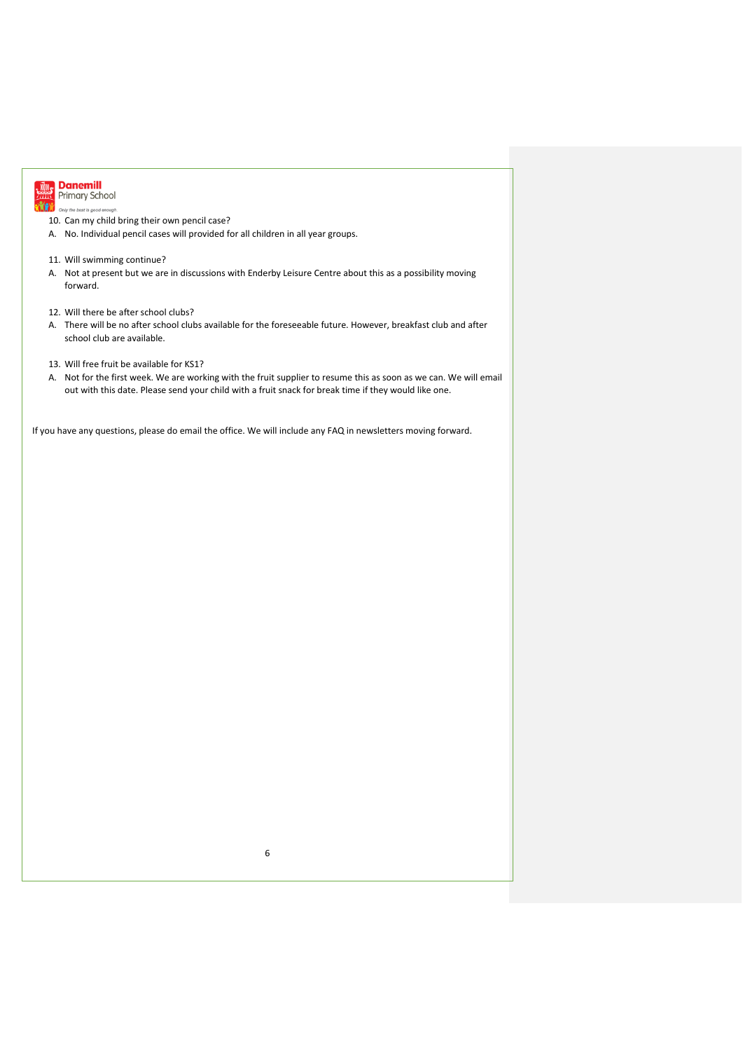10. Can my child bring their own pencil case?

A. No. Individual pencil cases will provided for all children in all year groups.

11. Will swimming continue?

A. Not at present but we are in discussions with Enderby Leisure Centre about this as a possibility moving forward.

12. Will there be after school clubs?

A. There will be no after school clubs available for the foreseeable future. However, breakfast club and after school club are available.

13. Will free fruit be available for KS1?

A. Not for the first week. We are working with the fruit supplier to resume this as soon as we can. We will email out with this date. Please send your child with a fruit snack for break time if they would like one.

If you have any questions, please do email the office. We will include any FAQ in newsletters moving forward.